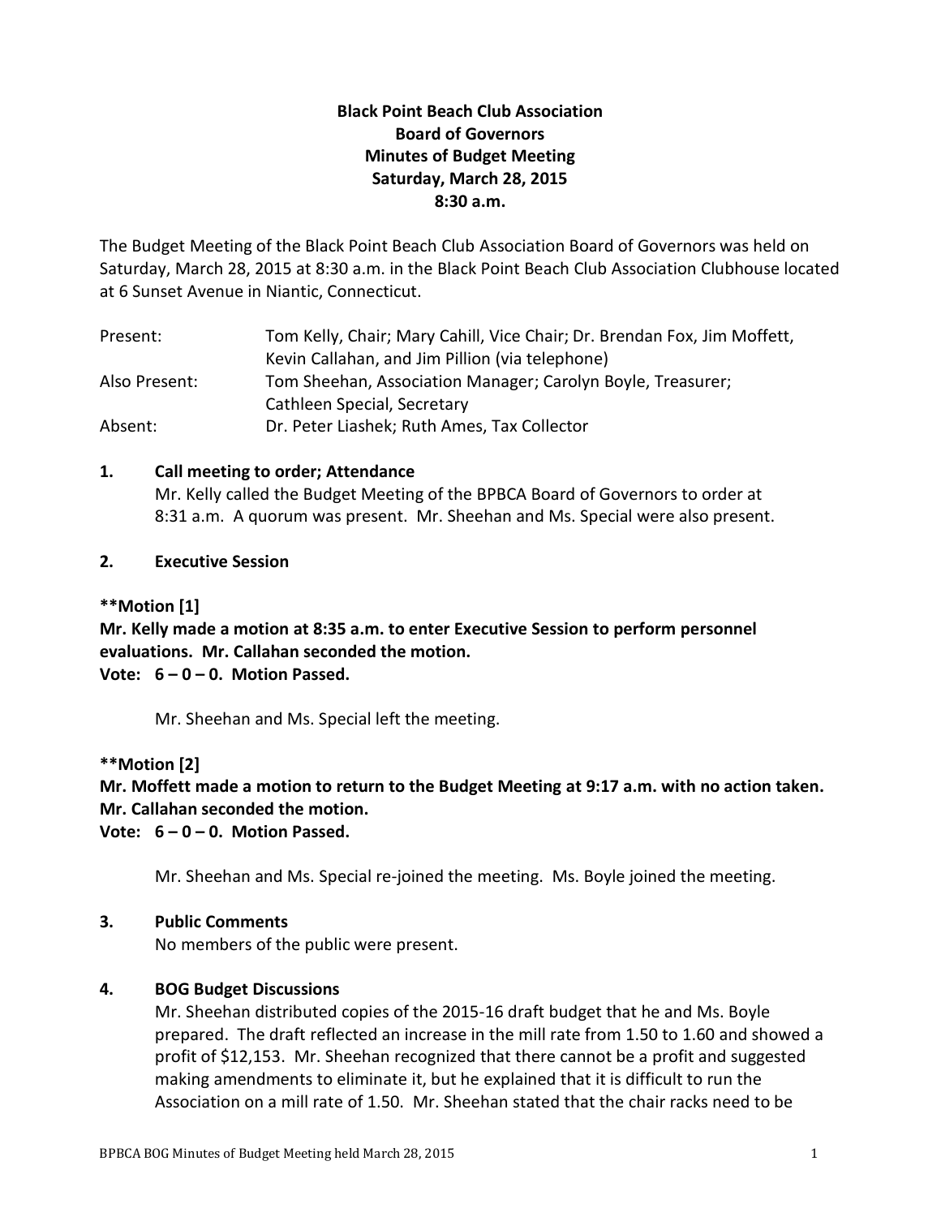**Black Point Beach Club Association**
**Board of Governors**
**Minutes of Budget Meeting**
**Saturday, March 28, 2015**
**8:30 a.m.**

The Budget Meeting of the Black Point Beach Club Association Board of Governors was held on Saturday, March 28, 2015 at 8:30 a.m. in the Black Point Beach Club Association Clubhouse located at 6 Sunset Avenue in Niantic, Connecticut.

| | |
|---|---|
| Present: | Tom Kelly, Chair; Mary Cahill, Vice Chair; Dr. Brendan Fox, Jim Moffett, Kevin Callahan, and Jim Pillion (via telephone) |
| Also Present: | Tom Sheehan, Association Manager; Carolyn Boyle, Treasurer; Cathleen Special, Secretary |
| Absent: | Dr. Peter Liashek; Ruth Ames, Tax Collector |

## 1. Call meeting to order; Attendance

Mr. Kelly called the Budget Meeting of the BPBCA Board of Governors to order at 8:31 a.m. A quorum was present. Mr. Sheehan and Ms. Special were also present.

## 2. Executive Session

**\*\*Motion [1]**

**Mr. Kelly made a motion at 8:35 a.m. to enter Executive Session to perform personnel evaluations. Mr. Callahan seconded the motion.**

**Vote: 6 – 0 – 0. Motion Passed.**

Mr. Sheehan and Ms. Special left the meeting.

**\*\*Motion [2]**

**Mr. Moffett made a motion to return to the Budget Meeting at 9:17 a.m. with no action taken. Mr. Callahan seconded the motion.**

**Vote: 6 – 0 – 0. Motion Passed.**

Mr. Sheehan and Ms. Special re-joined the meeting. Ms. Boyle joined the meeting.

## 3. Public Comments

No members of the public were present.

## 4. BOG Budget Discussions

Mr. Sheehan distributed copies of the 2015-16 draft budget that he and Ms. Boyle prepared. The draft reflected an increase in the mill rate from 1.50 to 1.60 and showed a profit of $12,153. Mr. Sheehan recognized that there cannot be a profit and suggested making amendments to eliminate it, but he explained that it is difficult to run the Association on a mill rate of 1.50. Mr. Sheehan stated that the chair racks need to be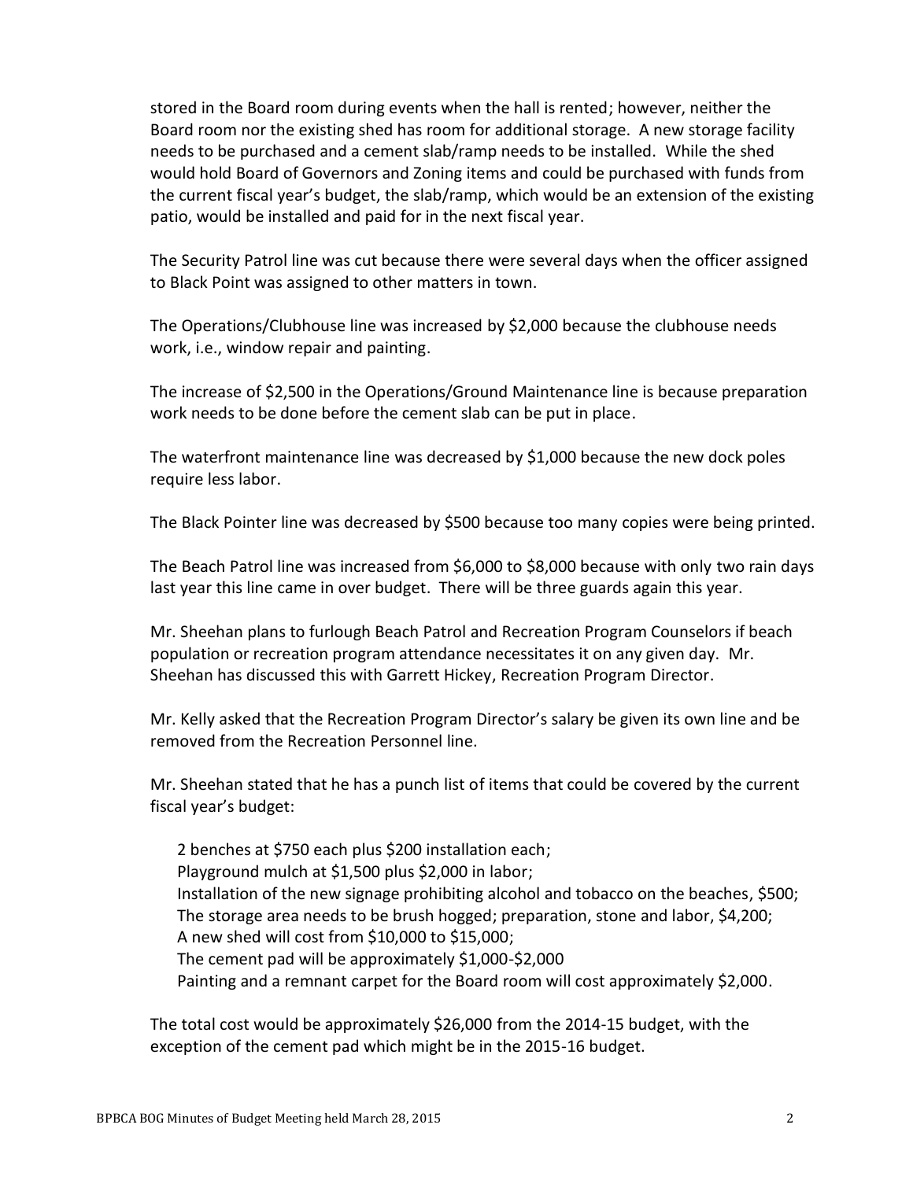stored in the Board room during events when the hall is rented; however, neither the Board room nor the existing shed has room for additional storage. A new storage facility needs to be purchased and a cement slab/ramp needs to be installed. While the shed would hold Board of Governors and Zoning items and could be purchased with funds from the current fiscal year's budget, the slab/ramp, which would be an extension of the existing patio, would be installed and paid for in the next fiscal year.

The Security Patrol line was cut because there were several days when the officer assigned to Black Point was assigned to other matters in town.

The Operations/Clubhouse line was increased by $2,000 because the clubhouse needs work, i.e., window repair and painting.

The increase of $2,500 in the Operations/Ground Maintenance line is because preparation work needs to be done before the cement slab can be put in place.

The waterfront maintenance line was decreased by $1,000 because the new dock poles require less labor.

The Black Pointer line was decreased by $500 because too many copies were being printed.

The Beach Patrol line was increased from $6,000 to $8,000 because with only two rain days last year this line came in over budget. There will be three guards again this year.

Mr. Sheehan plans to furlough Beach Patrol and Recreation Program Counselors if beach population or recreation program attendance necessitates it on any given day. Mr. Sheehan has discussed this with Garrett Hickey, Recreation Program Director.

Mr. Kelly asked that the Recreation Program Director's salary be given its own line and be removed from the Recreation Personnel line.

Mr. Sheehan stated that he has a punch list of items that could be covered by the current fiscal year's budget:

2 benches at $750 each plus $200 installation each;
Playground mulch at $1,500 plus $2,000 in labor;
Installation of the new signage prohibiting alcohol and tobacco on the beaches, $500;
The storage area needs to be brush hogged; preparation, stone and labor, $4,200;
A new shed will cost from $10,000 to $15,000;
The cement pad will be approximately $1,000-$2,000
Painting and a remnant carpet for the Board room will cost approximately $2,000.

The total cost would be approximately $26,000 from the 2014-15 budget, with the exception of the cement pad which might be in the 2015-16 budget.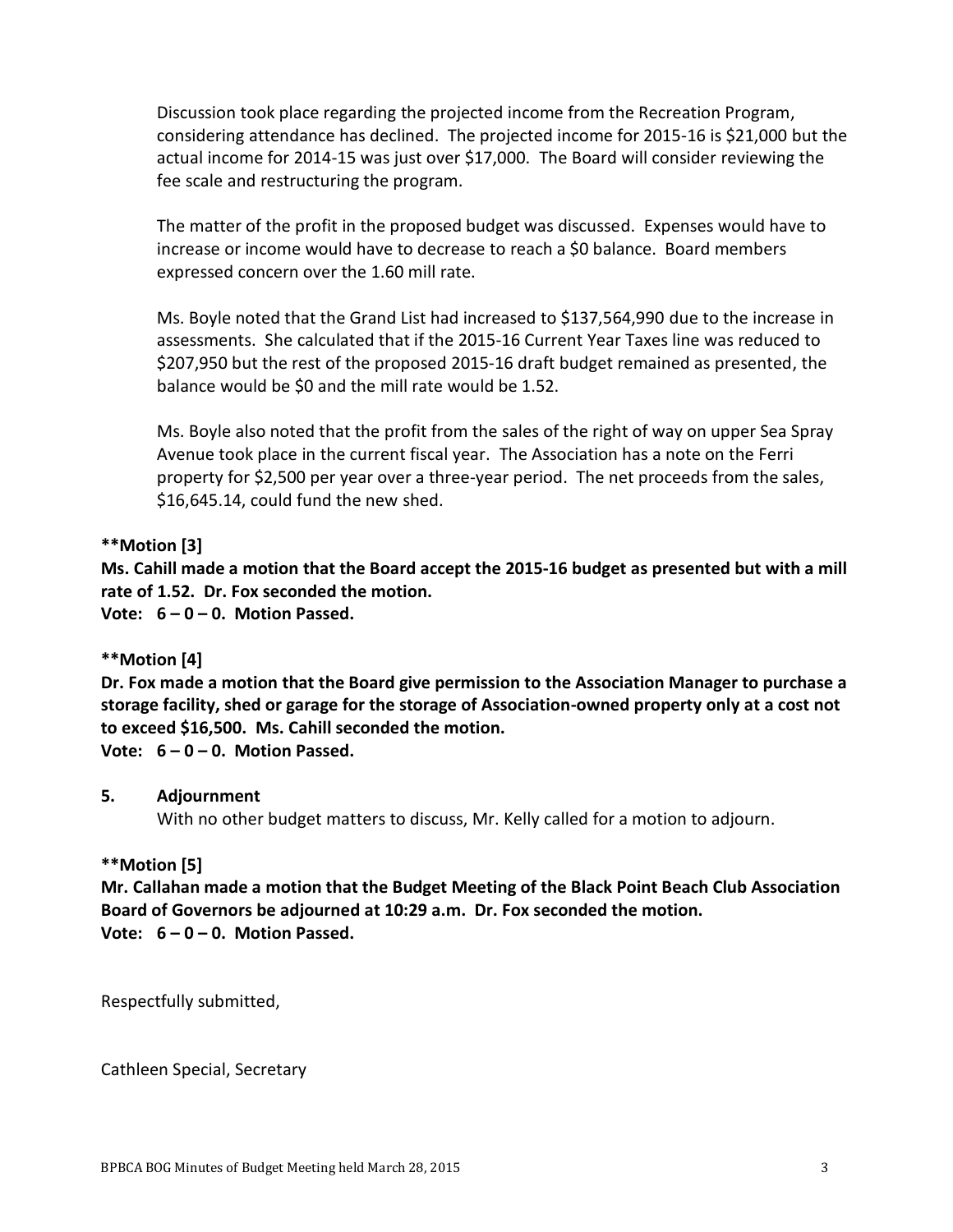Discussion took place regarding the projected income from the Recreation Program, considering attendance has declined. The projected income for 2015-16 is $21,000 but the actual income for 2014-15 was just over $17,000. The Board will consider reviewing the fee scale and restructuring the program.

The matter of the profit in the proposed budget was discussed. Expenses would have to increase or income would have to decrease to reach a $0 balance. Board members expressed concern over the 1.60 mill rate.

Ms. Boyle noted that the Grand List had increased to $137,564,990 due to the increase in assessments. She calculated that if the 2015-16 Current Year Taxes line was reduced to $207,950 but the rest of the proposed 2015-16 draft budget remained as presented, the balance would be $0 and the mill rate would be 1.52.

Ms. Boyle also noted that the profit from the sales of the right of way on upper Sea Spray Avenue took place in the current fiscal year. The Association has a note on the Ferri property for $2,500 per year over a three-year period. The net proceeds from the sales, $16,645.14, could fund the new shed.

**Motion [3]

**Ms. Cahill made a motion that the Board accept the 2015-16 budget as presented but with a mill rate of 1.52. Dr. Fox seconded the motion.**
**Vote: 6 – 0 – 0. Motion Passed.**

**Motion [4]

**Dr. Fox made a motion that the Board give permission to the Association Manager to purchase a storage facility, shed or garage for the storage of Association-owned property only at a cost not to exceed $16,500. Ms. Cahill seconded the motion.**
**Vote: 6 – 0 – 0. Motion Passed.**

**5. Adjournment**

With no other budget matters to discuss, Mr. Kelly called for a motion to adjourn.

**Motion [5]

**Mr. Callahan made a motion that the Budget Meeting of the Black Point Beach Club Association Board of Governors be adjourned at 10:29 a.m. Dr. Fox seconded the motion.**
**Vote: 6 – 0 – 0. Motion Passed.**

Respectfully submitted,

Cathleen Special, Secretary